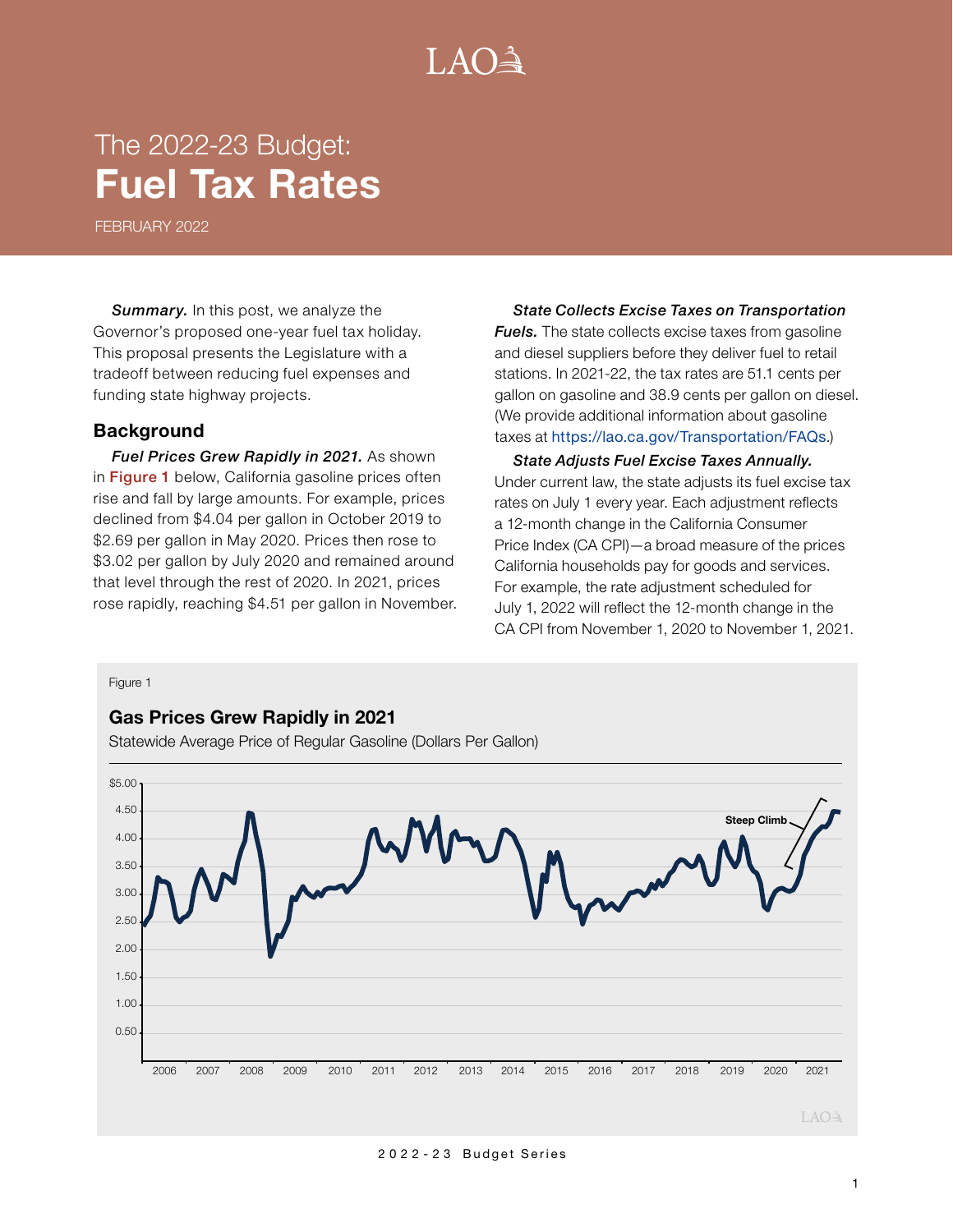# The 2022-23 Budget: Fuel Tax Rates

FEBRUARY 2022

***Summary.*** In this post, we analyze the Governor's proposed one-year fuel tax holiday. This proposal presents the Legislature with a tradeoff between reducing fuel expenses and funding state highway projects.

## Background

***Fuel Prices Grew Rapidly in 2021.*** As shown in Figure 1 below, California gasoline prices often rise and fall by large amounts. For example, prices declined from $4.04 per gallon in October 2019 to $2.69 per gallon in May 2020. Prices then rose to $3.02 per gallon by July 2020 and remained around that level through the rest of 2020. In 2021, prices rose rapidly, reaching $4.51 per gallon in November.

***State Collects Excise Taxes on Transportation Fuels.*** The state collects excise taxes from gasoline and diesel suppliers before they deliver fuel to retail stations. In 2021-22, the tax rates are 51.1 cents per gallon on gasoline and 38.9 cents per gallon on diesel. (We provide additional information about gasoline taxes at https://lao.ca.gov/Transportation/FAQs.)

***State Adjusts Fuel Excise Taxes Annually.*** Under current law, the state adjusts its fuel excise tax rates on July 1 every year. Each adjustment reflects a 12-month change in the California Consumer Price Index (CA CPI)—a broad measure of the prices California households pay for goods and services. For example, the rate adjustment scheduled for July 1, 2022 will reflect the 12-month change in the CA CPI from November 1, 2020 to November 1, 2021.

Figure 1

**Gas Prices Grew Rapidly in 2021**

Statewide Average Price of Regular Gasoline (Dollars Per Gallon)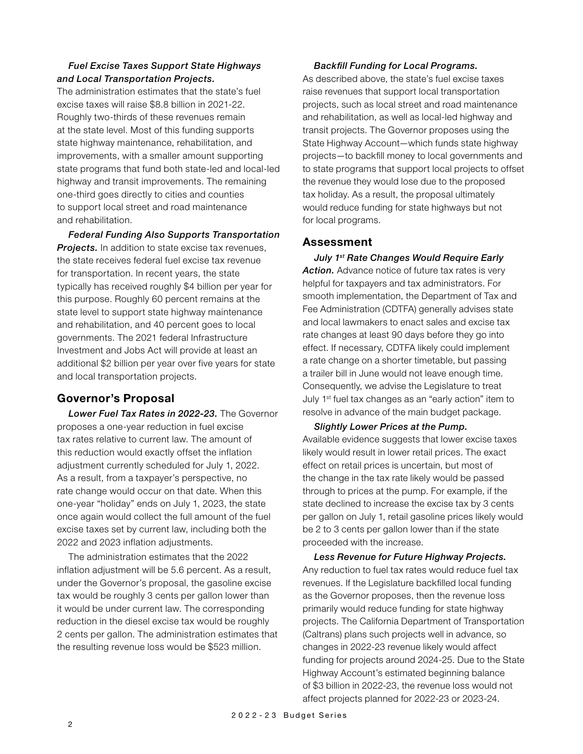***Fuel Excise Taxes Support State Highways and Local Transportation Projects.*** The administration estimates that the state's fuel excise taxes will raise $8.8 billion in 2021-22. Roughly two-thirds of these revenues remain at the state level. Most of this funding supports state highway maintenance, rehabilitation, and improvements, with a smaller amount supporting state programs that fund both state-led and local-led highway and transit improvements. The remaining one-third goes directly to cities and counties to support local street and road maintenance and rehabilitation.

***Federal Funding Also Supports Transportation Projects.*** In addition to state excise tax revenues, the state receives federal fuel excise tax revenue for transportation. In recent years, the state typically has received roughly $4 billion per year for this purpose. Roughly 60 percent remains at the state level to support state highway maintenance and rehabilitation, and 40 percent goes to local governments. The 2021 federal Infrastructure Investment and Jobs Act will provide at least an additional $2 billion per year over five years for state and local transportation projects.

## Governor's Proposal

***Lower Fuel Tax Rates in 2022-23.*** The Governor proposes a one-year reduction in fuel excise tax rates relative to current law. The amount of this reduction would exactly offset the inflation adjustment currently scheduled for July 1, 2022. As a result, from a taxpayer's perspective, no rate change would occur on that date. When this one-year "holiday" ends on July 1, 2023, the state once again would collect the full amount of the fuel excise taxes set by current law, including both the 2022 and 2023 inflation adjustments.

The administration estimates that the 2022 inflation adjustment will be 5.6 percent. As a result, under the Governor's proposal, the gasoline excise tax would be roughly 3 cents per gallon lower than it would be under current law. The corresponding reduction in the diesel excise tax would be roughly 2 cents per gallon. The administration estimates that the resulting revenue loss would be $523 million.

***Backfill Funding for Local Programs.*** As described above, the state's fuel excise taxes raise revenues that support local transportation projects, such as local street and road maintenance and rehabilitation, as well as local-led highway and transit projects. The Governor proposes using the State Highway Account—which funds state highway projects—to backfill money to local governments and to state programs that support local projects to offset the revenue they would lose due to the proposed tax holiday. As a result, the proposal ultimately would reduce funding for state highways but not for local programs.

## Assessment

***July 1st Rate Changes Would Require Early Action.*** Advance notice of future tax rates is very helpful for taxpayers and tax administrators. For smooth implementation, the Department of Tax and Fee Administration (CDTFA) generally advises state and local lawmakers to enact sales and excise tax rate changes at least 90 days before they go into effect. If necessary, CDTFA likely could implement a rate change on a shorter timetable, but passing a trailer bill in June would not leave enough time. Consequently, we advise the Legislature to treat July 1st fuel tax changes as an "early action" item to resolve in advance of the main budget package.

***Slightly Lower Prices at the Pump.*** Available evidence suggests that lower excise taxes likely would result in lower retail prices. The exact effect on retail prices is uncertain, but most of the change in the tax rate likely would be passed through to prices at the pump. For example, if the state declined to increase the excise tax by 3 cents per gallon on July 1, retail gasoline prices likely would be 2 to 3 cents per gallon lower than if the state proceeded with the increase.

***Less Revenue for Future Highway Projects.*** Any reduction to fuel tax rates would reduce fuel tax revenues. If the Legislature backfilled local funding as the Governor proposes, then the revenue loss primarily would reduce funding for state highway projects. The California Department of Transportation (Caltrans) plans such projects well in advance, so changes in 2022-23 revenue likely would affect funding for projects around 2024-25. Due to the State Highway Account's estimated beginning balance of $3 billion in 2022-23, the revenue loss would not affect projects planned for 2022-23 or 2023-24.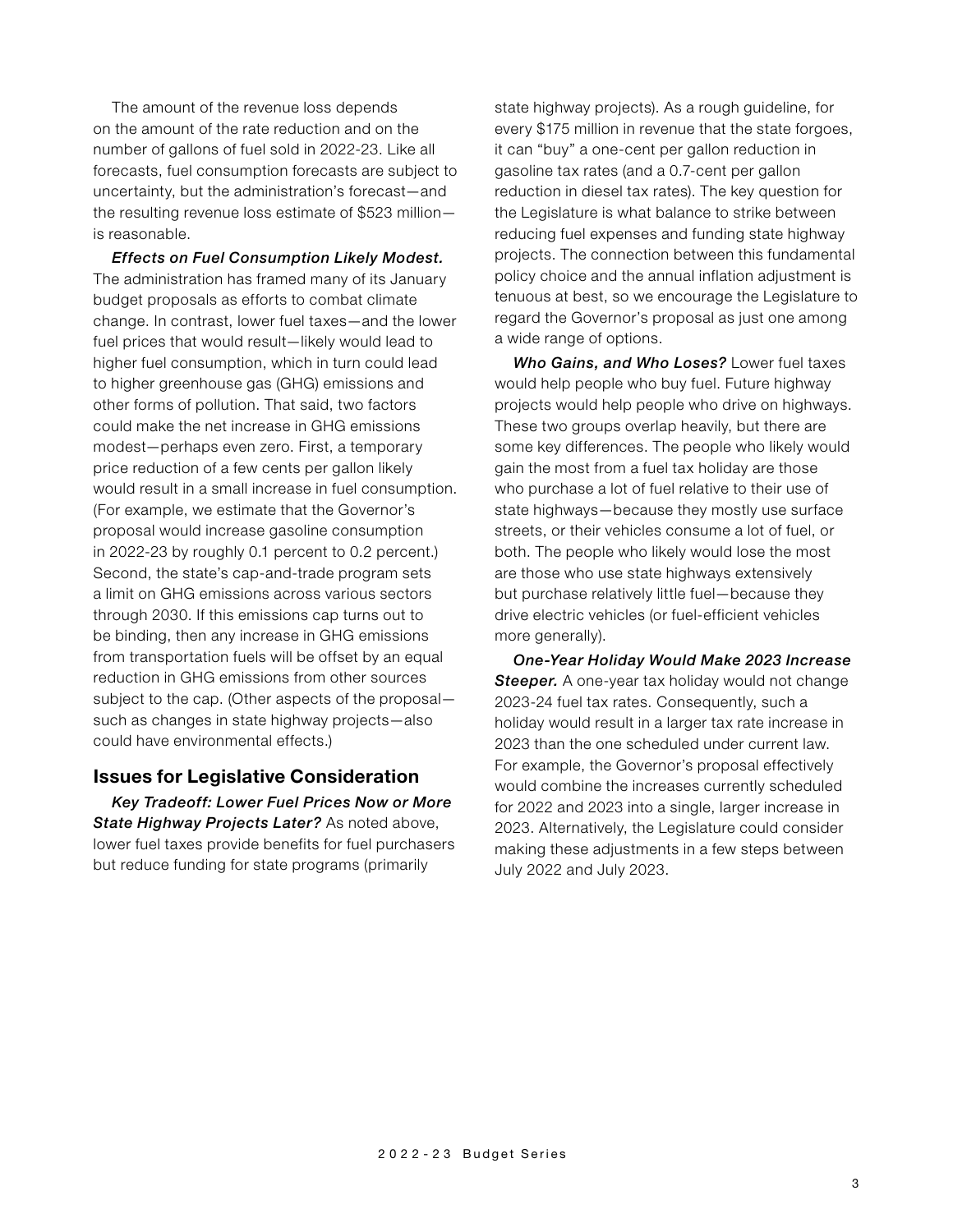The amount of the revenue loss depends on the amount of the rate reduction and on the number of gallons of fuel sold in 2022-23. Like all forecasts, fuel consumption forecasts are subject to uncertainty, but the administration's forecast—and the resulting revenue loss estimate of $523 million—is reasonable.

***Effects on Fuel Consumption Likely Modest.*** The administration has framed many of its January budget proposals as efforts to combat climate change. In contrast, lower fuel taxes—and the lower fuel prices that would result—likely would lead to higher fuel consumption, which in turn could lead to higher greenhouse gas (GHG) emissions and other forms of pollution. That said, two factors could make the net increase in GHG emissions modest—perhaps even zero. First, a temporary price reduction of a few cents per gallon likely would result in a small increase in fuel consumption. (For example, we estimate that the Governor's proposal would increase gasoline consumption in 2022-23 by roughly 0.1 percent to 0.2 percent.) Second, the state's cap-and-trade program sets a limit on GHG emissions across various sectors through 2030. If this emissions cap turns out to be binding, then any increase in GHG emissions from transportation fuels will be offset by an equal reduction in GHG emissions from other sources subject to the cap. (Other aspects of the proposal—such as changes in state highway projects—also could have environmental effects.)

## Issues for Legislative Consideration

***Key Tradeoff: Lower Fuel Prices Now or More State Highway Projects Later?*** As noted above, lower fuel taxes provide benefits for fuel purchasers but reduce funding for state programs (primarily state highway projects). As a rough guideline, for every $175 million in revenue that the state forgoes, it can "buy" a one-cent per gallon reduction in gasoline tax rates (and a 0.7-cent per gallon reduction in diesel tax rates). The key question for the Legislature is what balance to strike between reducing fuel expenses and funding state highway projects. The connection between this fundamental policy choice and the annual inflation adjustment is tenuous at best, so we encourage the Legislature to regard the Governor's proposal as just one among a wide range of options.

***Who Gains, and Who Loses?*** Lower fuel taxes would help people who buy fuel. Future highway projects would help people who drive on highways. These two groups overlap heavily, but there are some key differences. The people who likely would gain the most from a fuel tax holiday are those who purchase a lot of fuel relative to their use of state highways—because they mostly use surface streets, or their vehicles consume a lot of fuel, or both. The people who likely would lose the most are those who use state highways extensively but purchase relatively little fuel—because they drive electric vehicles (or fuel-efficient vehicles more generally).

***One-Year Holiday Would Make 2023 Increase Steeper.*** A one-year tax holiday would not change 2023-24 fuel tax rates. Consequently, such a holiday would result in a larger tax rate increase in 2023 than the one scheduled under current law. For example, the Governor's proposal effectively would combine the increases currently scheduled for 2022 and 2023 into a single, larger increase in 2023. Alternatively, the Legislature could consider making these adjustments in a few steps between July 2022 and July 2023.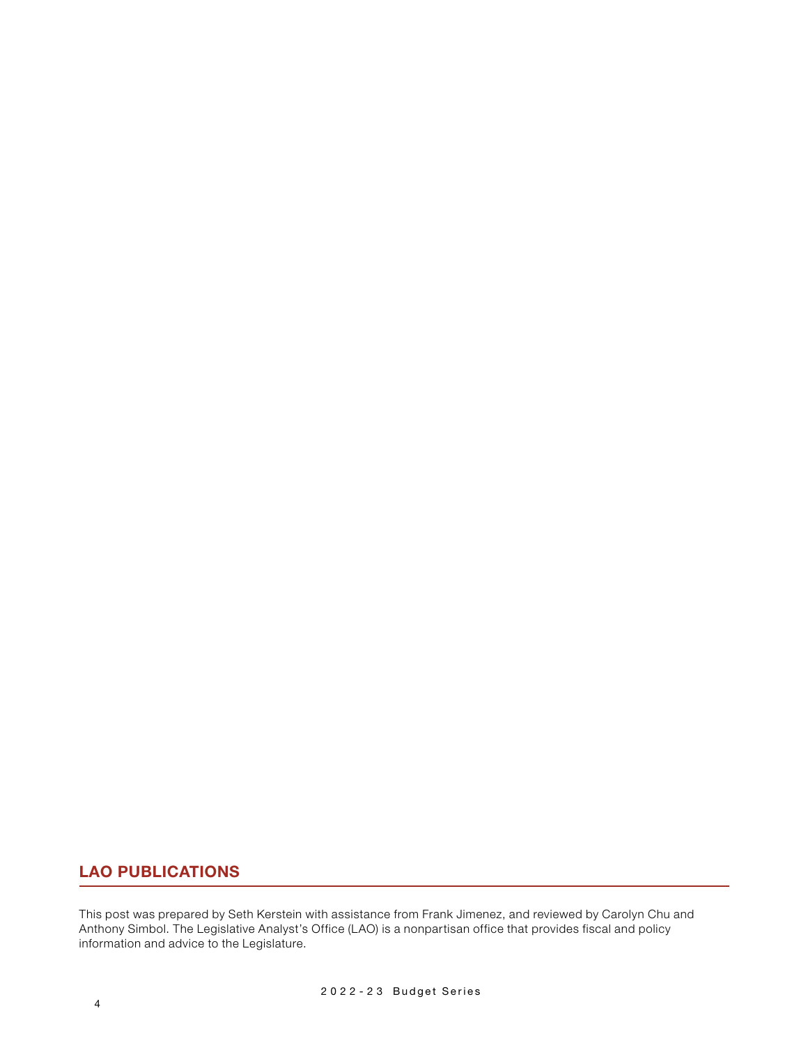## LAO PUBLICATIONS

This post was prepared by Seth Kerstein with assistance from Frank Jimenez, and reviewed by Carolyn Chu and Anthony Simbol. The Legislative Analyst's Office (LAO) is a nonpartisan office that provides fiscal and policy information and advice to the Legislature.